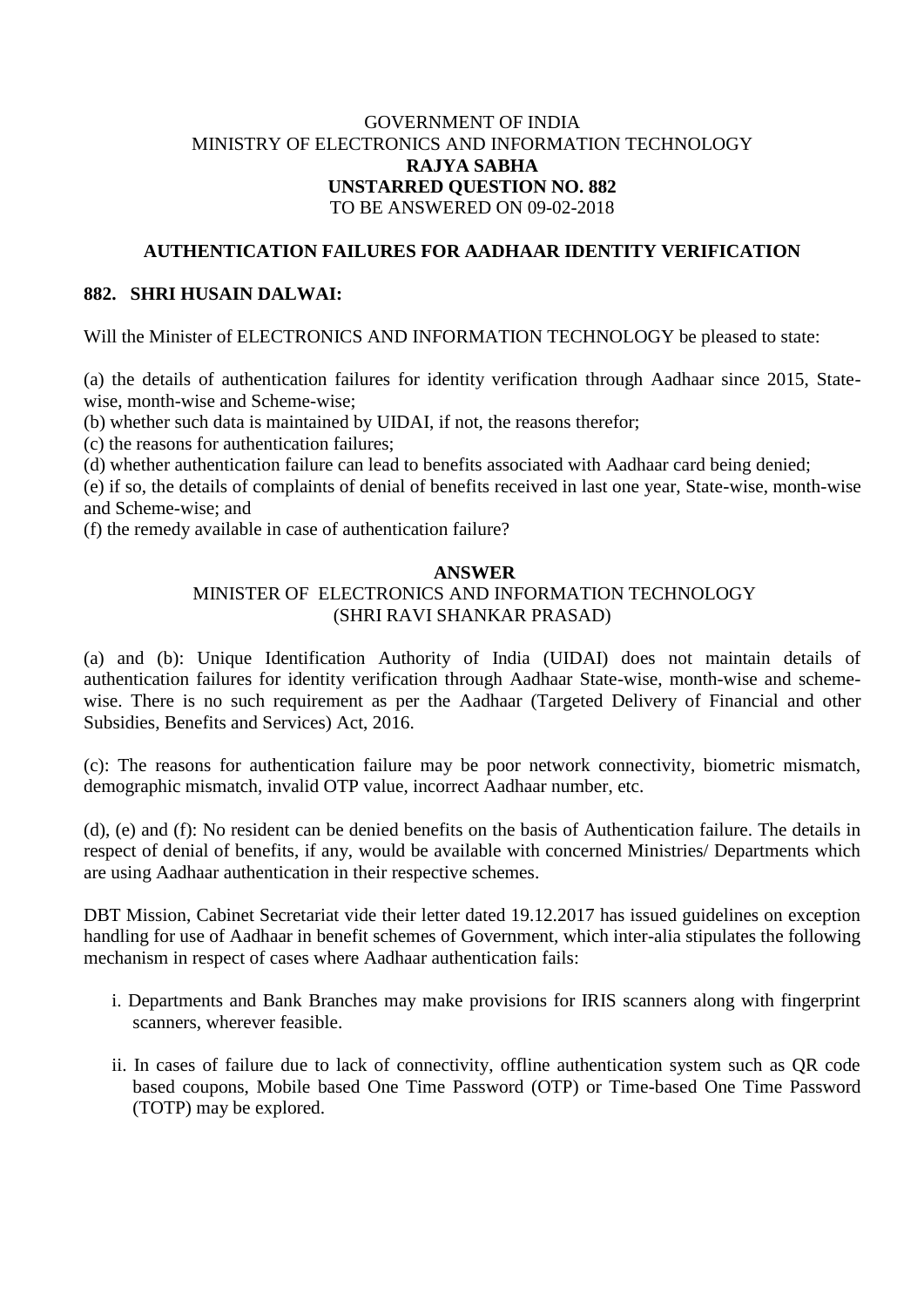GOVERNMENT OF INDIA
MINISTRY OF ELECTRONICS AND INFORMATION TECHNOLOGY
**RAJYA SABHA**
**UNSTARRED QUESTION NO. 882**
TO BE ANSWERED ON 09-02-2018

**AUTHENTICATION FAILURES FOR AADHAAR IDENTITY VERIFICATION**

**882. SHRI HUSAIN DALWAI:**

Will the Minister of ELECTRONICS AND INFORMATION TECHNOLOGY be pleased to state:

(a) the details of authentication failures for identity verification through Aadhaar since 2015, State-wise, month-wise and Scheme-wise;
(b) whether such data is maintained by UIDAI, if not, the reasons therefor;
(c) the reasons for authentication failures;
(d) whether authentication failure can lead to benefits associated with Aadhaar card being denied;
(e) if so, the details of complaints of denial of benefits received in last one year, State-wise, month-wise and Scheme-wise; and
(f) the remedy available in case of authentication failure?

**ANSWER**
MINISTER OF ELECTRONICS AND INFORMATION TECHNOLOGY
(SHRI RAVI SHANKAR PRASAD)

(a) and (b): Unique Identification Authority of India (UIDAI) does not maintain details of authentication failures for identity verification through Aadhaar State-wise, month-wise and scheme-wise. There is no such requirement as per the Aadhaar (Targeted Delivery of Financial and other Subsidies, Benefits and Services) Act, 2016.

(c): The reasons for authentication failure may be poor network connectivity, biometric mismatch, demographic mismatch, invalid OTP value, incorrect Aadhaar number, etc.

(d), (e) and (f): No resident can be denied benefits on the basis of Authentication failure. The details in respect of denial of benefits, if any, would be available with concerned Ministries/ Departments which are using Aadhaar authentication in their respective schemes.

DBT Mission, Cabinet Secretariat vide their letter dated 19.12.2017 has issued guidelines on exception handling for use of Aadhaar in benefit schemes of Government, which inter-alia stipulates the following mechanism in respect of cases where Aadhaar authentication fails:

i. Departments and Bank Branches may make provisions for IRIS scanners along with fingerprint scanners, wherever feasible.

ii. In cases of failure due to lack of connectivity, offline authentication system such as QR code based coupons, Mobile based One Time Password (OTP) or Time-based One Time Password (TOTP) may be explored.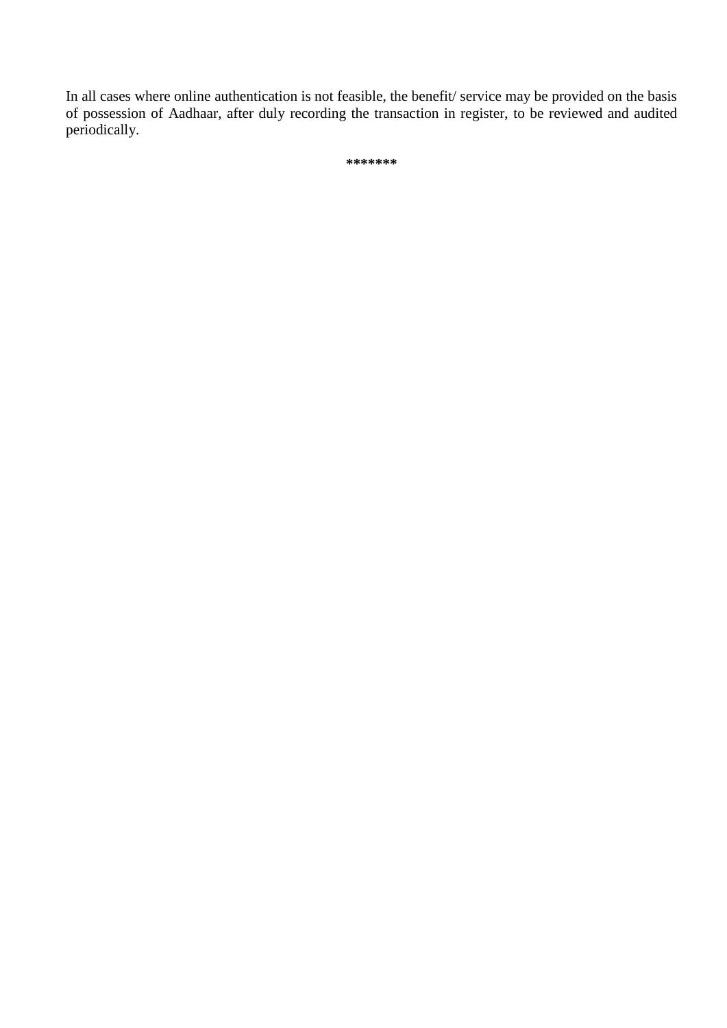In all cases where online authentication is not feasible, the benefit/ service may be provided on the basis of possession of Aadhaar, after duly recording the transaction in register, to be reviewed and audited periodically.

*******